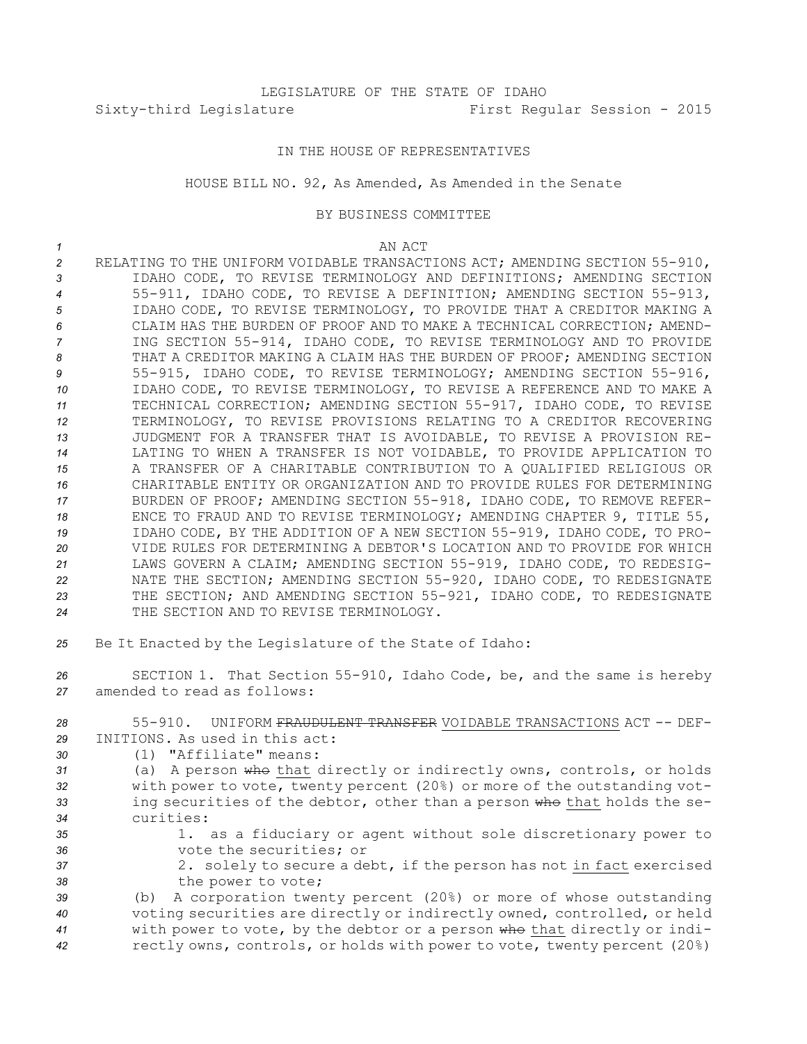LEGISLATURE OF THE STATE OF IDAHO

Sixty-third Legislature First Regular Session - 2015

IN THE HOUSE OF REPRESENTATIVES

HOUSE BILL NO. 92, As Amended, As Amended in the Senate

BY BUSINESS COMMITTEE

AN ACT

RELATING TO THE UNIFORM VOIDABLE TRANSACTIONS ACT; AMENDING SECTION 55-910, IDAHO CODE, TO REVISE TERMINOLOGY AND DEFINITIONS; AMENDING SECTION 55-911, IDAHO CODE, TO REVISE A DEFINITION; AMENDING SECTION 55-913, IDAHO CODE, TO REVISE TERMINOLOGY, TO PROVIDE THAT A CREDITOR MAKING A CLAIM HAS THE BURDEN OF PROOF AND TO MAKE A TECHNICAL CORRECTION; AMENDING SECTION 55-914, IDAHO CODE, TO REVISE TERMINOLOGY AND TO PROVIDE THAT A CREDITOR MAKING A CLAIM HAS THE BURDEN OF PROOF; AMENDING SECTION 55-915, IDAHO CODE, TO REVISE TERMINOLOGY; AMENDING SECTION 55-916, IDAHO CODE, TO REVISE TERMINOLOGY, TO REVISE A REFERENCE AND TO MAKE A TECHNICAL CORRECTION; AMENDING SECTION 55-917, IDAHO CODE, TO REVISE TERMINOLOGY, TO REVISE PROVISIONS RELATING TO A CREDITOR RECOVERING JUDGMENT FOR A TRANSFER THAT IS AVOIDABLE, TO REVISE A PROVISION RELATING TO WHEN A TRANSFER IS NOT VOIDABLE, TO PROVIDE APPLICATION TO A TRANSFER OF A CHARITABLE CONTRIBUTION TO A QUALIFIED RELIGIOUS OR CHARITABLE ENTITY OR ORGANIZATION AND TO PROVIDE RULES FOR DETERMINING BURDEN OF PROOF; AMENDING SECTION 55-918, IDAHO CODE, TO REMOVE REFERENCE TO FRAUD AND TO REVISE TERMINOLOGY; AMENDING CHAPTER 9, TITLE 55, IDAHO CODE, BY THE ADDITION OF A NEW SECTION 55-919, IDAHO CODE, TO PROVIDE RULES FOR DETERMINING A DEBTOR'S LOCATION AND TO PROVIDE FOR WHICH LAWS GOVERN A CLAIM; AMENDING SECTION 55-919, IDAHO CODE, TO REDESIGNATE THE SECTION; AMENDING SECTION 55-920, IDAHO CODE, TO REDESIGNATE THE SECTION; AND AMENDING SECTION 55-921, IDAHO CODE, TO REDESIGNATE THE SECTION AND TO REVISE TERMINOLOGY.

Be It Enacted by the Legislature of the State of Idaho:

SECTION 1. That Section 55-910, Idaho Code, be, and the same is hereby amended to read as follows:

55-910. UNIFORM ~~FRAUDULENT TRANSFER~~ VOIDABLE TRANSACTIONS ACT -- DEFINITIONS. As used in this act:

(1) "Affiliate" means:

(a) A person ~~who~~ that directly or indirectly owns, controls, or holds with power to vote, twenty percent (20%) or more of the outstanding voting securities of the debtor, other than a person ~~who~~ that holds the securities:

1. as a fiduciary or agent without sole discretionary power to vote the securities; or

2. solely to secure a debt, if the person has not in fact exercised the power to vote;

(b) A corporation twenty percent (20%) or more of whose outstanding voting securities are directly or indirectly owned, controlled, or held with power to vote, by the debtor or a person ~~who~~ that directly or indirectly owns, controls, or holds with power to vote, twenty percent (20%)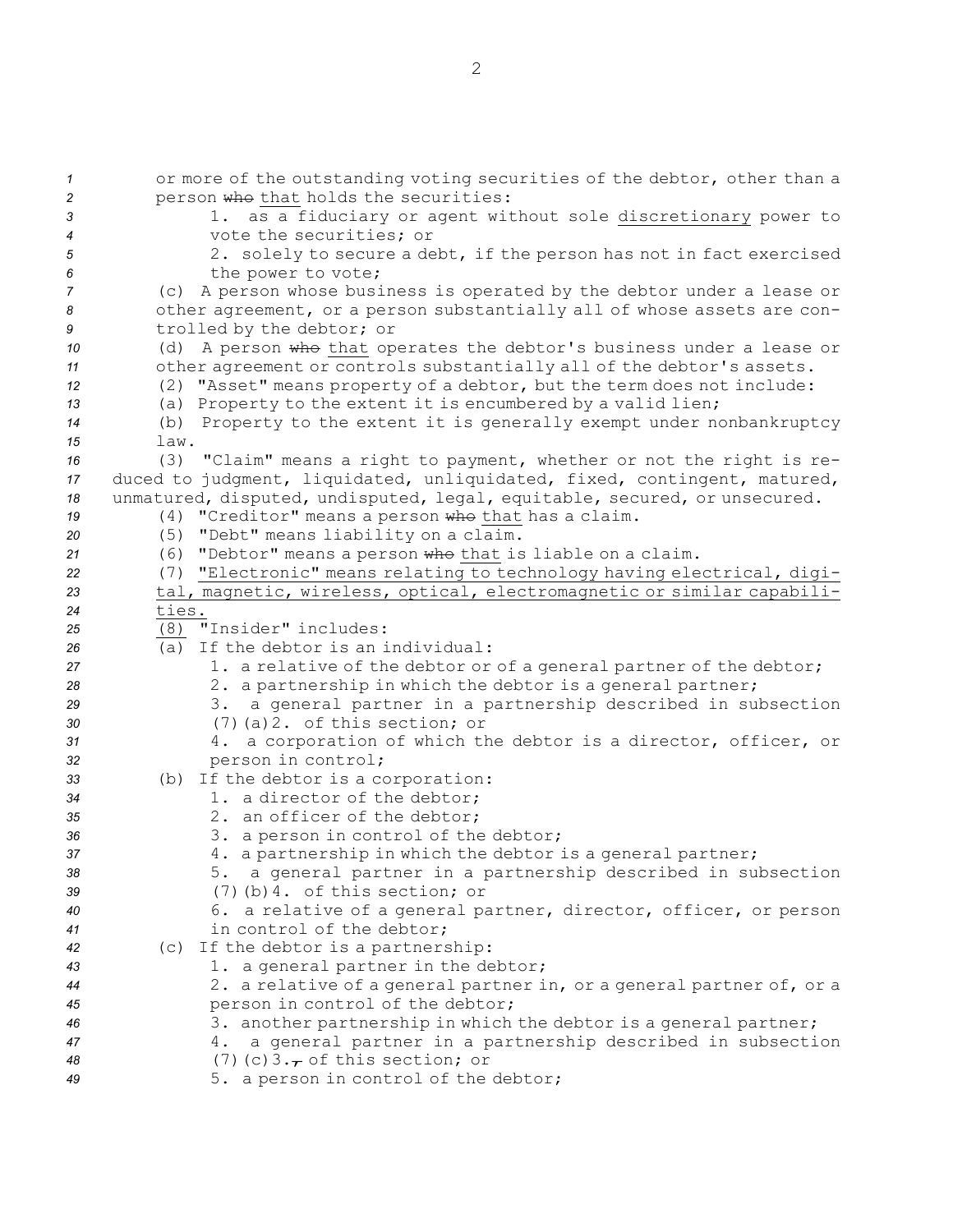or more of the outstanding voting securities of the debtor, other than a person ~~who~~ that holds the securities:

1. as a fiduciary or agent without sole discretionary power to vote the securities; or

2. solely to secure a debt, if the person has not in fact exercised the power to vote;

(c) A person whose business is operated by the debtor under a lease or other agreement, or a person substantially all of whose assets are controlled by the debtor; or

(d) A person ~~who~~ that operates the debtor's business under a lease or other agreement or controls substantially all of the debtor's assets.

(2) "Asset" means property of a debtor, but the term does not include:

(a) Property to the extent it is encumbered by a valid lien;

(b) Property to the extent it is generally exempt under nonbankruptcy law.

(3) "Claim" means a right to payment, whether or not the right is reduced to judgment, liquidated, unliquidated, fixed, contingent, matured, unmatured, disputed, undisputed, legal, equitable, secured, or unsecured.

(4) "Creditor" means a person ~~who~~ that has a claim.

(5) "Debt" means liability on a claim.

(6) "Debtor" means a person ~~who~~ that is liable on a claim.

(7) "Electronic" means relating to technology having electrical, digital, magnetic, wireless, optical, electromagnetic or similar capabilities.

(8) "Insider" includes:

(a) If the debtor is an individual:

1. a relative of the debtor or of a general partner of the debtor;

2. a partnership in which the debtor is a general partner;

3. a general partner in a partnership described in subsection (7)(a)2. of this section; or

4. a corporation of which the debtor is a director, officer, or person in control;

(b) If the debtor is a corporation:

1. a director of the debtor;

2. an officer of the debtor;

3. a person in control of the debtor;

4. a partnership in which the debtor is a general partner;

5. a general partner in a partnership described in subsection (7)(b)4. of this section; or

6. a relative of a general partner, director, officer, or person in control of the debtor;

(c) If the debtor is a partnership:

1. a general partner in the debtor;

2. a relative of a general partner in, or a general partner of, or a person in control of the debtor;

3. another partnership in which the debtor is a general partner;

4. a general partner in a partnership described in subsection (7)(c)3.~~,~~ of this section; or

5. a person in control of the debtor;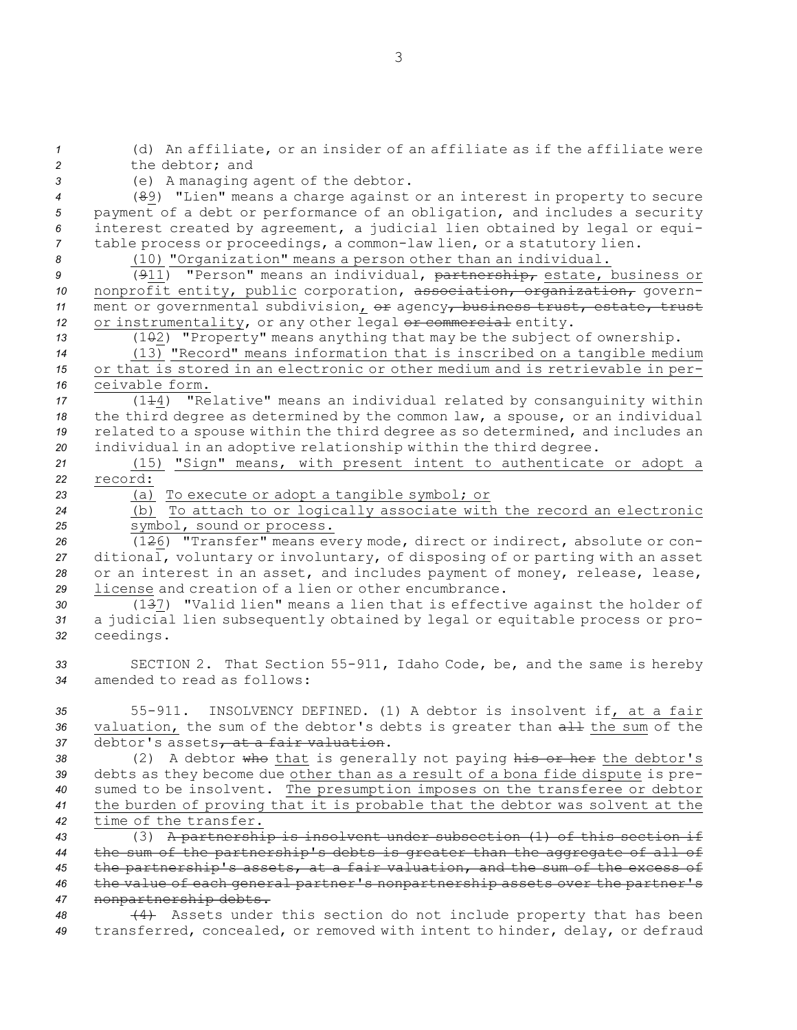(d) An affiliate, or an insider of an affiliate as if the affiliate were the debtor; and

(e) A managing agent of the debtor.

(~~8~~9) "Lien" means a charge against or an interest in property to secure payment of a debt or performance of an obligation, and includes a security interest created by agreement, a judicial lien obtained by legal or equitable process or proceedings, a common-law lien, or a statutory lien.

<u>(10) "Organization" means a person other than an individual.</u>

(~~9~~<u>11</u>) "Person" means an individual, ~~partnership,~~ <u>estate, business or nonprofit entity, public</u> corporation, ~~association, organization,~~ government or governmental subdivision<u>,</u> ~~or~~ agency~~, business trust, estate, trust~~ <u>or instrumentality</u>, or any other legal ~~or commercial~~ entity.

(1~~0~~2) "Property" means anything that may be the subject of ownership.

<u>(13) "Record" means information that is inscribed on a tangible medium or that is stored in an electronic or other medium and is retrievable in perceivable form.</u>

(1~~1~~4) "Relative" means an individual related by consanguinity within the third degree as determined by the common law, a spouse, or an individual related to a spouse within the third degree as so determined, and includes an individual in an adoptive relationship within the third degree.

<u>(15) "Sign" means, with present intent to authenticate or adopt a record:</u>

<u>(a) To execute or adopt a tangible symbol; or</u>

<u>(b) To attach to or logically associate with the record an electronic symbol, sound or process.</u>

(1~~2~~6) "Transfer" means every mode, direct or indirect, absolute or conditional, voluntary or involuntary, of disposing of or parting with an asset or an interest in an asset, and includes payment of money, release, lease, <u>license</u> and creation of a lien or other encumbrance.

(1~~3~~7) "Valid lien" means a lien that is effective against the holder of a judicial lien subsequently obtained by legal or equitable process or proceedings.

SECTION 2. That Section 55-911, Idaho Code, be, and the same is hereby amended to read as follows:

55-911. INSOLVENCY DEFINED. (1) A debtor is insolvent if<u>, at a fair valuation,</u> the sum of the debtor's debts is greater than ~~all~~ <u>the sum of</u> the debtor's assets~~, at a fair valuation~~.

(2) A debtor ~~who~~ <u>that</u> is generally not paying ~~his or her~~ <u>the debtor's</u> debts as they become due <u>other than as a result of a bona fide dispute</u> is presumed to be insolvent. <u>The presumption imposes on the transferee or debtor the burden of proving that it is probable that the debtor was solvent at the time of the transfer.</u>

(3) ~~A partnership is insolvent under subsection (1) of this section if the sum of the partnership's debts is greater than the aggregate of all of the partnership's assets, at a fair valuation, and the sum of the excess of the value of each general partner's nonpartnership assets over the partner's nonpartnership debts.~~

~~(4)~~ Assets under this section do not include property that has been transferred, concealed, or removed with intent to hinder, delay, or defraud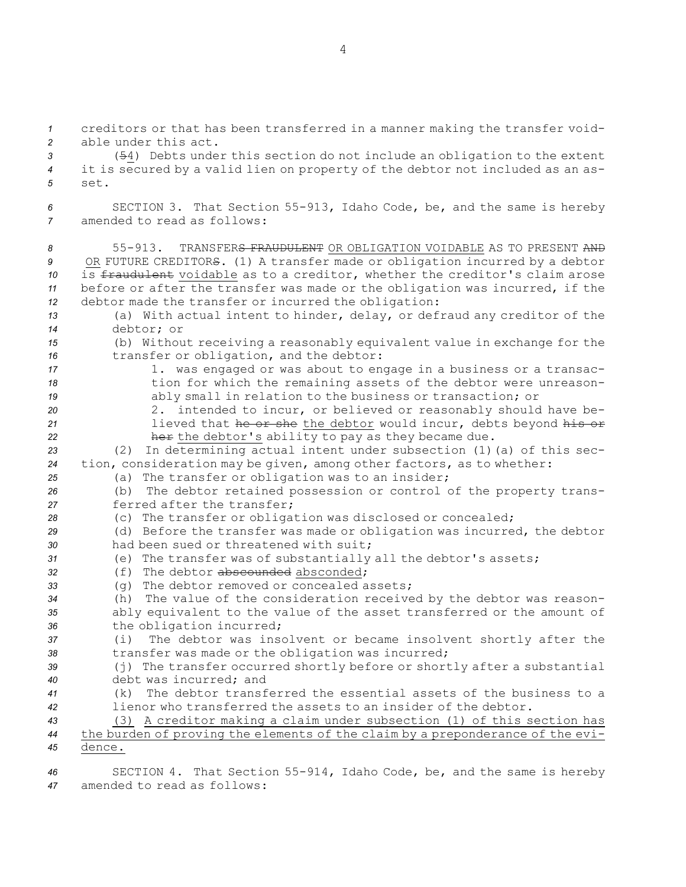creditors or that has been transferred in a manner making the transfer voidable under this act.

(~~5~~4) Debts under this section do not include an obligation to the extent it is secured by a valid lien on property of the debtor not included as an asset.

SECTION 3. That Section 55-913, Idaho Code, be, and the same is hereby amended to read as follows:

55-913. TRANSFER~~S FRAUDULENT~~ OR OBLIGATION VOIDABLE AS TO PRESENT ~~AND~~ OR FUTURE CREDITOR~~S~~. (1) A transfer made or obligation incurred by a debtor is ~~fraudulent~~ voidable as to a creditor, whether the creditor's claim arose before or after the transfer was made or the obligation was incurred, if the debtor made the transfer or incurred the obligation:

(a) With actual intent to hinder, delay, or defraud any creditor of the debtor; or

(b) Without receiving a reasonably equivalent value in exchange for the transfer or obligation, and the debtor:

1. was engaged or was about to engage in a business or a transaction for which the remaining assets of the debtor were unreasonably small in relation to the business or transaction; or

2. intended to incur, or believed or reasonably should have believed that ~~he or she~~ the debtor would incur, debts beyond ~~his or her~~ the debtor's ability to pay as they became due.

(2) In determining actual intent under subsection (1)(a) of this section, consideration may be given, among other factors, as to whether:

(a) The transfer or obligation was to an insider;

(b) The debtor retained possession or control of the property transferred after the transfer;

(c) The transfer or obligation was disclosed or concealed;

(d) Before the transfer was made or obligation was incurred, the debtor had been sued or threatened with suit;

(e) The transfer was of substantially all the debtor's assets;

(f) The debtor ~~abscounded~~ absconded;

(g) The debtor removed or concealed assets;

(h) The value of the consideration received by the debtor was reasonably equivalent to the value of the asset transferred or the amount of the obligation incurred;

(i) The debtor was insolvent or became insolvent shortly after the transfer was made or the obligation was incurred;

(j) The transfer occurred shortly before or shortly after a substantial debt was incurred; and

(k) The debtor transferred the essential assets of the business to a lienor who transferred the assets to an insider of the debtor.

(3) A creditor making a claim under subsection (1) of this section has the burden of proving the elements of the claim by a preponderance of the evidence.

SECTION 4. That Section 55-914, Idaho Code, be, and the same is hereby amended to read as follows: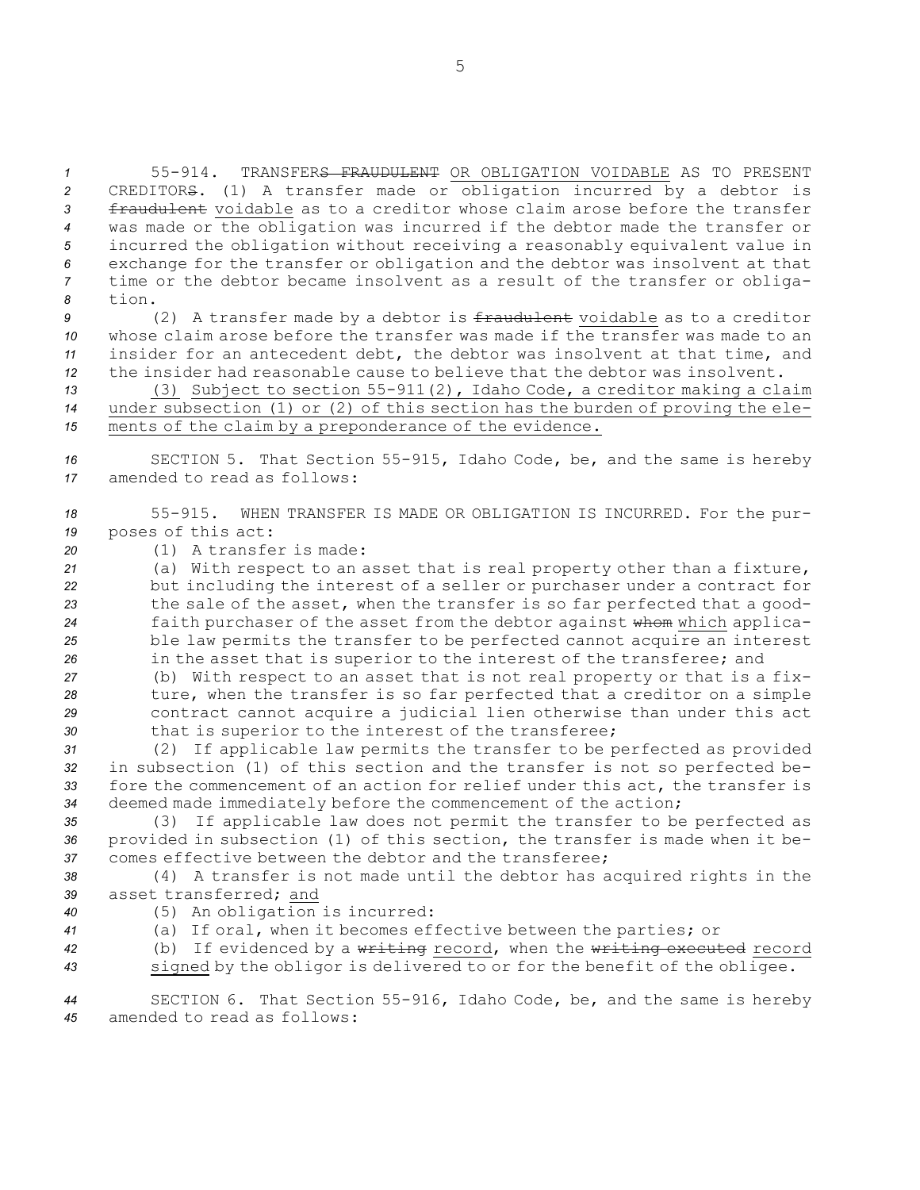55-914. TRANSFER~~S FRAUDULENT~~ OR OBLIGATION VOIDABLE AS TO PRESENT CREDITOR~~S~~. (1) A transfer made or obligation incurred by a debtor is ~~fraudulent~~ voidable as to a creditor whose claim arose before the transfer was made or the obligation was incurred if the debtor made the transfer or incurred the obligation without receiving a reasonably equivalent value in exchange for the transfer or obligation and the debtor was insolvent at that time or the debtor became insolvent as a result of the transfer or obligation.

(2) A transfer made by a debtor is ~~fraudulent~~ voidable as to a creditor whose claim arose before the transfer was made if the transfer was made to an insider for an antecedent debt, the debtor was insolvent at that time, and the insider had reasonable cause to believe that the debtor was insolvent.

(3) Subject to section 55-911(2), Idaho Code, a creditor making a claim under subsection (1) or (2) of this section has the burden of proving the elements of the claim by a preponderance of the evidence.

SECTION 5. That Section 55-915, Idaho Code, be, and the same is hereby amended to read as follows:

55-915. WHEN TRANSFER IS MADE OR OBLIGATION IS INCURRED. For the purposes of this act:

(1) A transfer is made:

(a) With respect to an asset that is real property other than a fixture, but including the interest of a seller or purchaser under a contract for the sale of the asset, when the transfer is so far perfected that a good-faith purchaser of the asset from the debtor against ~~whom~~ which applicable law permits the transfer to be perfected cannot acquire an interest in the asset that is superior to the interest of the transferee; and

(b) With respect to an asset that is not real property or that is a fixture, when the transfer is so far perfected that a creditor on a simple contract cannot acquire a judicial lien otherwise than under this act that is superior to the interest of the transferee;

(2) If applicable law permits the transfer to be perfected as provided in subsection (1) of this section and the transfer is not so perfected before the commencement of an action for relief under this act, the transfer is deemed made immediately before the commencement of the action;

(3) If applicable law does not permit the transfer to be perfected as provided in subsection (1) of this section, the transfer is made when it becomes effective between the debtor and the transferee;

(4) A transfer is not made until the debtor has acquired rights in the asset transferred; and

(5) An obligation is incurred:

(a) If oral, when it becomes effective between the parties; or

(b) If evidenced by a ~~writing~~ record, when the ~~writing executed~~ record signed by the obligor is delivered to or for the benefit of the obligee.

SECTION 6. That Section 55-916, Idaho Code, be, and the same is hereby amended to read as follows: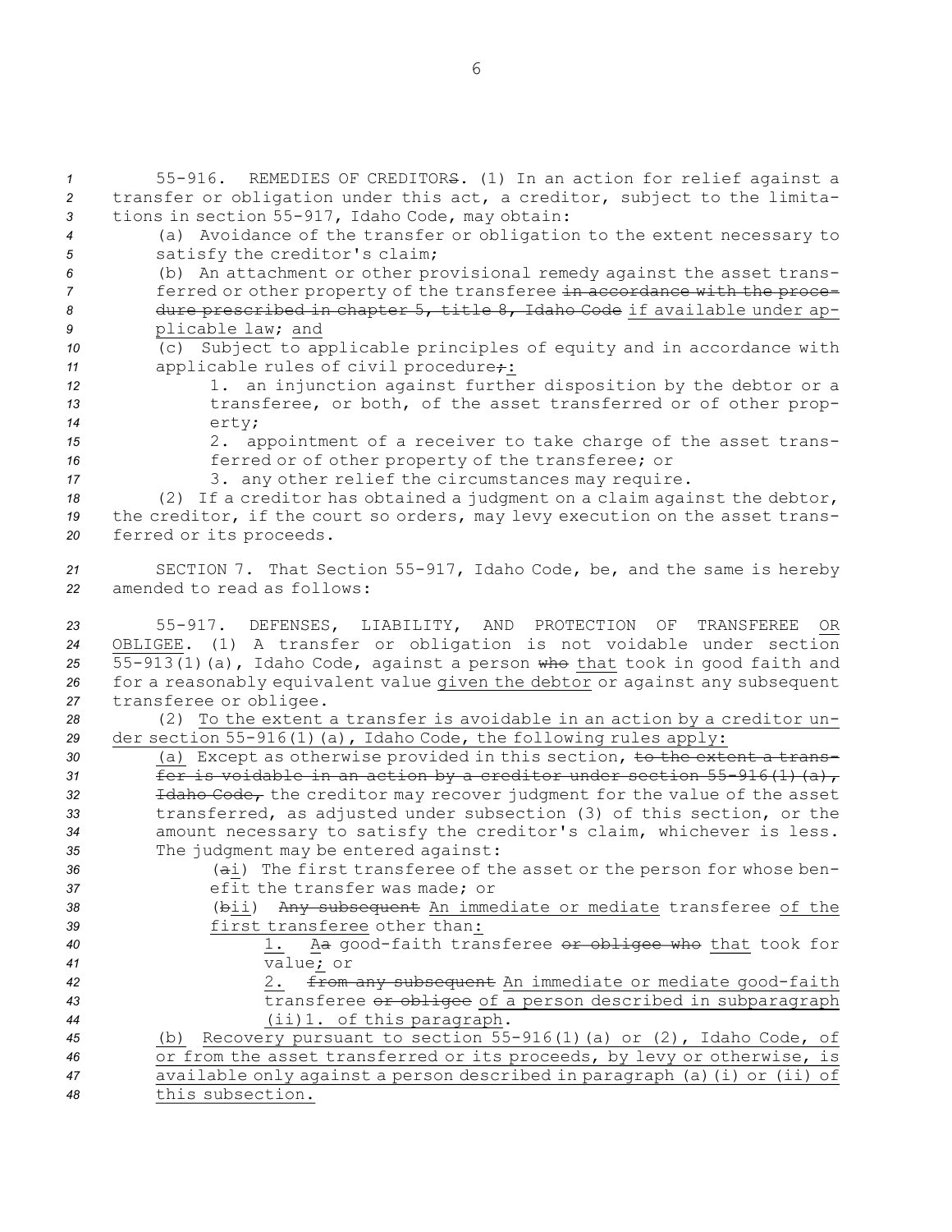55-916. REMEDIES OF CREDITORS. (1) In an action for relief against a transfer or obligation under this act, a creditor, subject to the limitations in section 55-917, Idaho Code, may obtain:

(a) Avoidance of the transfer or obligation to the extent necessary to satisfy the creditor's claim;

(b) An attachment or other provisional remedy against the asset transferred or other property of the transferee ~~in accordance with the procedure prescribed in chapter 5, title 8, Idaho Code~~ if available under applicable law; and

(c) Subject to applicable principles of equity and in accordance with applicable rules of civil procedure~~;~~:

1. an injunction against further disposition by the debtor or a transferee, or both, of the asset transferred or of other property;

2. appointment of a receiver to take charge of the asset transferred or of other property of the transferee; or

3. any other relief the circumstances may require.

(2) If a creditor has obtained a judgment on a claim against the debtor, the creditor, if the court so orders, may levy execution on the asset transferred or its proceeds.

SECTION 7. That Section 55-917, Idaho Code, be, and the same is hereby amended to read as follows:

55-917. DEFENSES, LIABILITY, AND PROTECTION OF TRANSFEREE OR OBLIGEE. (1) A transfer or obligation is not voidable under section 55-913(1)(a), Idaho Code, against a person ~~who~~ that took in good faith and for a reasonably equivalent value given the debtor or against any subsequent transferee or obligee.

(2) To the extent a transfer is avoidable in an action by a creditor under section 55-916(1)(a), Idaho Code, the following rules apply:

(a) Except as otherwise provided in this section, ~~to the extent a transfer is voidable in an action by a creditor under section 55-916(1)(a), Idaho Code,~~ the creditor may recover judgment for the value of the asset transferred, as adjusted under subsection (3) of this section, or the amount necessary to satisfy the creditor's claim, whichever is less. The judgment may be entered against:

(~~a~~i) The first transferee of the asset or the person for whose benefit the transfer was made; or

(~~b~~ii) ~~Any subsequent~~ An immediate or mediate transferee of the first transferee other than:

1. A~~a~~ good-faith transferee ~~or obligee who~~ that took for value; or

2. ~~from any subsequent~~ An immediate or mediate good-faith transferee ~~or obligee~~ of a person described in subparagraph (ii)1. of this paragraph.

(b) Recovery pursuant to section 55-916(1)(a) or (2), Idaho Code, of or from the asset transferred or its proceeds, by levy or otherwise, is available only against a person described in paragraph (a)(i) or (ii) of this subsection.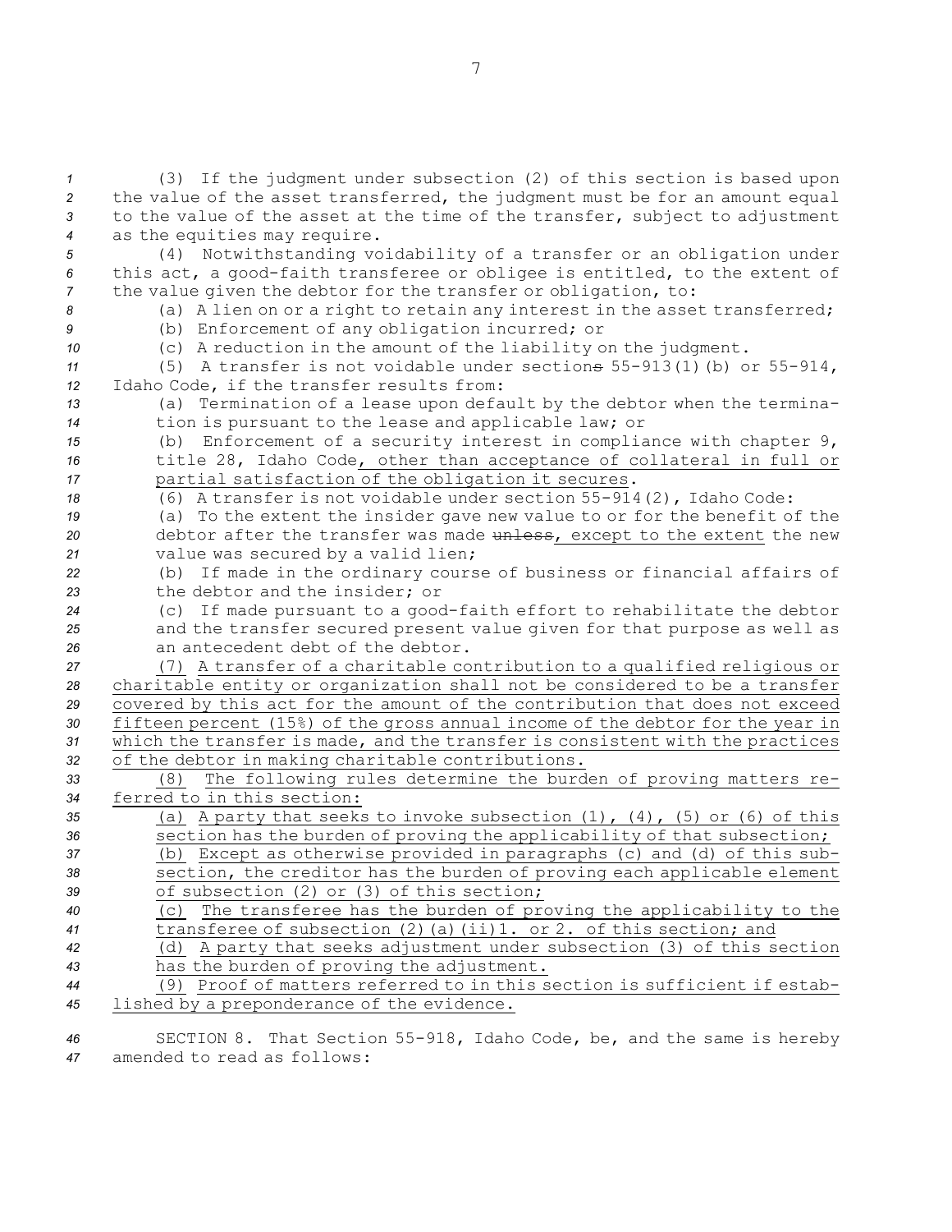(3) If the judgment under subsection (2) of this section is based upon the value of the asset transferred, the judgment must be for an amount equal to the value of the asset at the time of the transfer, subject to adjustment as the equities may require.

(4) Notwithstanding voidability of a transfer or an obligation under this act, a good-faith transferee or obligee is entitled, to the extent of the value given the debtor for the transfer or obligation, to:

(a) A lien on or a right to retain any interest in the asset transferred;

(b) Enforcement of any obligation incurred; or

(c) A reduction in the amount of the liability on the judgment.

(5) A transfer is not voidable under sections ~~s~~ 55-913(1)(b) or 55-914, Idaho Code, if the transfer results from:

(a) Termination of a lease upon default by the debtor when the termination is pursuant to the lease and applicable law; or

(b) Enforcement of a security interest in compliance with chapter 9, title 28, Idaho Code, other than acceptance of collateral in full or partial satisfaction of the obligation it secures.

(6) A transfer is not voidable under section 55-914(2), Idaho Code:

(a) To the extent the insider gave new value to or for the benefit of the debtor after the transfer was made ~~unless~~, except to the extent the new value was secured by a valid lien;

(b) If made in the ordinary course of business or financial affairs of the debtor and the insider; or

(c) If made pursuant to a good-faith effort to rehabilitate the debtor and the transfer secured present value given for that purpose as well as an antecedent debt of the debtor.

(7) A transfer of a charitable contribution to a qualified religious or charitable entity or organization shall not be considered to be a transfer covered by this act for the amount of the contribution that does not exceed fifteen percent (15%) of the gross annual income of the debtor for the year in which the transfer is made, and the transfer is consistent with the practices of the debtor in making charitable contributions.

(8) The following rules determine the burden of proving matters referred to in this section:

(a) A party that seeks to invoke subsection (1), (4), (5) or (6) of this section has the burden of proving the applicability of that subsection;

(b) Except as otherwise provided in paragraphs (c) and (d) of this subsection, the creditor has the burden of proving each applicable element of subsection (2) or (3) of this section;

(c) The transferee has the burden of proving the applicability to the transferee of subsection (2)(a)(ii)1. or 2. of this section; and

(d) A party that seeks adjustment under subsection (3) of this section has the burden of proving the adjustment.

(9) Proof of matters referred to in this section is sufficient if established by a preponderance of the evidence.

SECTION 8. That Section 55-918, Idaho Code, be, and the same is hereby amended to read as follows: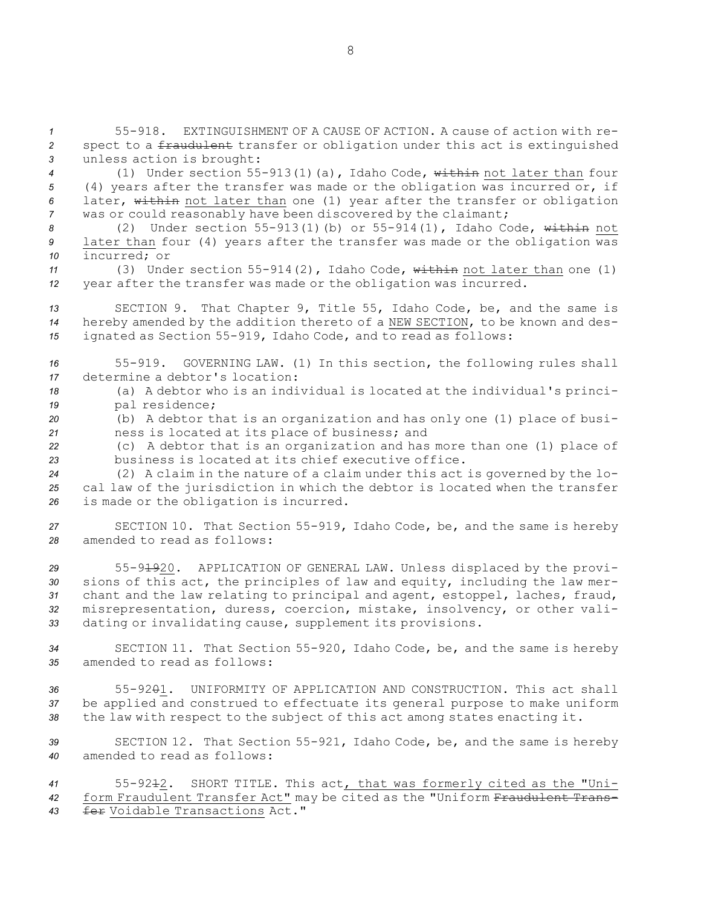55-918. EXTINGUISHMENT OF A CAUSE OF ACTION. A cause of action with respect to a ~~fraudulent~~ transfer or obligation under this act is extinguished unless action is brought:

(1) Under section 55-913(1)(a), Idaho Code, ~~within~~ not later than four (4) years after the transfer was made or the obligation was incurred or, if later, ~~within~~ not later than one (1) year after the transfer or obligation was or could reasonably have been discovered by the claimant;

(2) Under section 55-913(1)(b) or 55-914(1), Idaho Code, ~~within~~ not later than four (4) years after the transfer was made or the obligation was incurred; or

(3) Under section 55-914(2), Idaho Code, ~~within~~ not later than one (1) year after the transfer was made or the obligation was incurred.

SECTION 9. That Chapter 9, Title 55, Idaho Code, be, and the same is hereby amended by the addition thereto of a NEW SECTION, to be known and designated as Section 55-919, Idaho Code, and to read as follows:

55-919. GOVERNING LAW. (1) In this section, the following rules shall determine a debtor's location:

(a) A debtor who is an individual is located at the individual's principal residence;

(b) A debtor that is an organization and has only one (1) place of business is located at its place of business; and

(c) A debtor that is an organization and has more than one (1) place of business is located at its chief executive office.

(2) A claim in the nature of a claim under this act is governed by the local law of the jurisdiction in which the debtor is located when the transfer is made or the obligation is incurred.

SECTION 10. That Section 55-919, Idaho Code, be, and the same is hereby amended to read as follows:

55-9~~19~~20. APPLICATION OF GENERAL LAW. Unless displaced by the provisions of this act, the principles of law and equity, including the law merchant and the law relating to principal and agent, estoppel, laches, fraud, misrepresentation, duress, coercion, mistake, insolvency, or other validating or invalidating cause, supplement its provisions.

SECTION 11. That Section 55-920, Idaho Code, be, and the same is hereby amended to read as follows:

55-92~~0~~1. UNIFORMITY OF APPLICATION AND CONSTRUCTION. This act shall be applied and construed to effectuate its general purpose to make uniform the law with respect to the subject of this act among states enacting it.

SECTION 12. That Section 55-921, Idaho Code, be, and the same is hereby amended to read as follows:

55-92~~1~~2. SHORT TITLE. This act, that was formerly cited as the "Uniform Fraudulent Transfer Act" may be cited as the "Uniform ~~Fraudulent Transfer~~ Voidable Transactions Act."